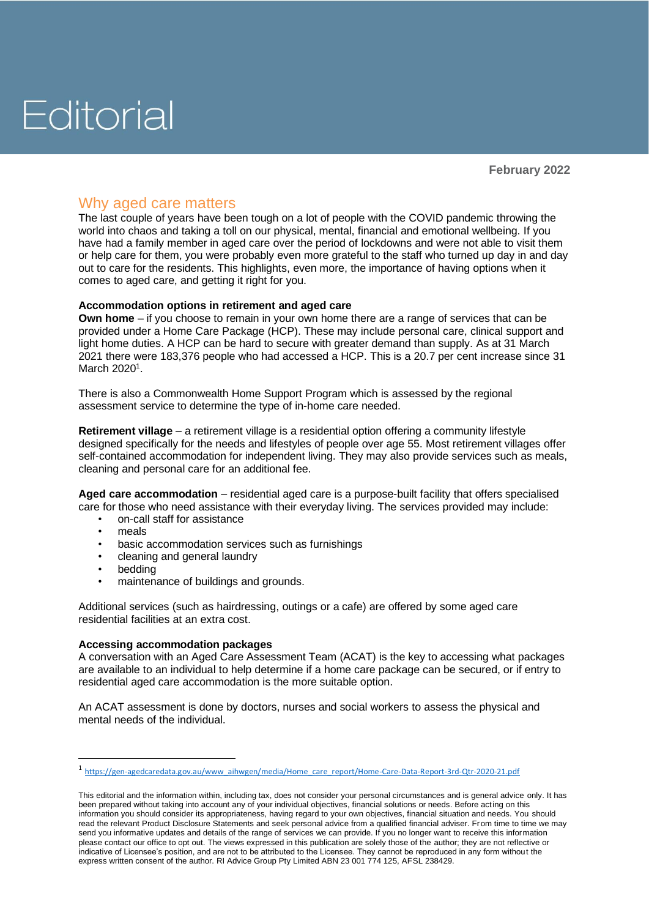# Editorial

**February 2022**

## Why aged care matters

The last couple of years have been tough on a lot of people with the COVID pandemic throwing the world into chaos and taking a toll on our physical, mental, financial and emotional wellbeing. If you have had a family member in aged care over the period of lockdowns and were not able to visit them or help care for them, you were probably even more grateful to the staff who turned up day in and day out to care for the residents. This highlights, even more, the importance of having options when it comes to aged care, and getting it right for you.

### Accommodation options in retirement and aged care

**Own home** – if you choose to remain in your own home there are a range of services that can be provided under a Home Care Package (HCP). These may include personal care, clinical support and light home duties. A HCP can be hard to secure with greater demand than supply. As at 31 March 2021 there were 183,376 people who had accessed a HCP. This is a 20.7 per cent increase since 31 March 2020[1].

There is also a Commonwealth Home Support Program which is assessed by the regional assessment service to determine the type of in-home care needed.

**Retirement village** – a retirement village is a residential option offering a community lifestyle designed specifically for the needs and lifestyles of people over age 55. Most retirement villages offer self-contained accommodation for independent living. They may also provide services such as meals, cleaning and personal care for an additional fee.

**Aged care accommodation** – residential aged care is a purpose-built facility that offers specialised care for those who need assistance with their everyday living. The services provided may include:

- on-call staff for assistance
- meals
- basic accommodation services such as furnishings
- cleaning and general laundry
- bedding
- maintenance of buildings and grounds.

Additional services (such as hairdressing, outings or a cafe) are offered by some aged care residential facilities at an extra cost.

### Accessing accommodation packages

A conversation with an Aged Care Assessment Team (ACAT) is the key to accessing what packages are available to an individual to help determine if a home care package can be secured, or if entry to residential aged care accommodation is the more suitable option.

An ACAT assessment is done by doctors, nurses and social workers to assess the physical and mental needs of the individual.

---

[1] https://gen-agedcaredata.gov.au/www_aihwgen/media/Home_care_report/Home-Care-Data-Report-3rd-Qtr-2020-21.pdf

This editorial and the information within, including tax, does not consider your personal circumstances and is general advice only. It has been prepared without taking into account any of your individual objectives, financial solutions or needs. Before acting on this information you should consider its appropriateness, having regard to your own objectives, financial situation and needs. You should read the relevant Product Disclosure Statements and seek personal advice from a qualified financial adviser. From time to time we may send you informative updates and details of the range of services we can provide. If you no longer want to receive this information please contact our office to opt out. The views expressed in this publication are solely those of the author; they are not reflective or indicative of Licensee's position, and are not to be attributed to the Licensee. They cannot be reproduced in any form without the express written consent of the author. RI Advice Group Pty Limited ABN 23 001 774 125, AFSL 238429.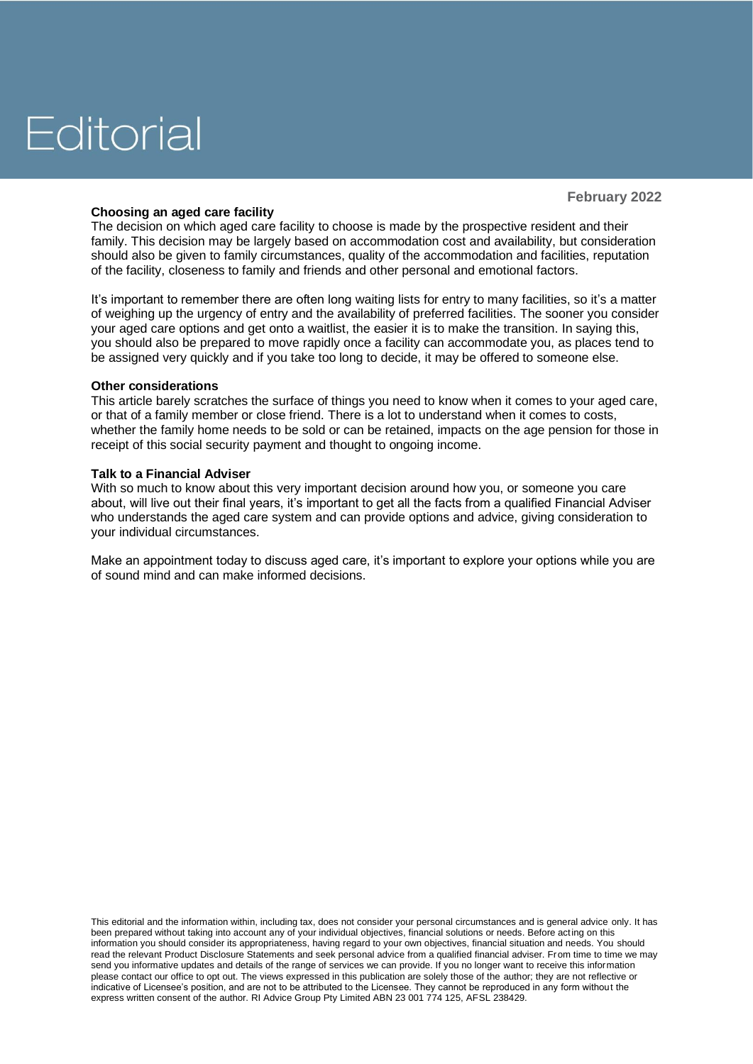# Editorial

**February 2022**

**Choosing an aged care facility**

The decision on which aged care facility to choose is made by the prospective resident and their family. This decision may be largely based on accommodation cost and availability, but consideration should also be given to family circumstances, quality of the accommodation and facilities, reputation of the facility, closeness to family and friends and other personal and emotional factors.

It's important to remember there are often long waiting lists for entry to many facilities, so it's a matter of weighing up the urgency of entry and the availability of preferred facilities. The sooner you consider your aged care options and get onto a waitlist, the easier it is to make the transition. In saying this, you should also be prepared to move rapidly once a facility can accommodate you, as places tend to be assigned very quickly and if you take too long to decide, it may be offered to someone else.

**Other considerations**

This article barely scratches the surface of things you need to know when it comes to your aged care, or that of a family member or close friend. There is a lot to understand when it comes to costs, whether the family home needs to be sold or can be retained, impacts on the age pension for those in receipt of this social security payment and thought to ongoing income.

**Talk to a Financial Adviser**

With so much to know about this very important decision around how you, or someone you care about, will live out their final years, it's important to get all the facts from a qualified Financial Adviser who understands the aged care system and can provide options and advice, giving consideration to your individual circumstances.

Make an appointment today to discuss aged care, it's important to explore your options while you are of sound mind and can make informed decisions.

This editorial and the information within, including tax, does not consider your personal circumstances and is general advice only. It has been prepared without taking into account any of your individual objectives, financial solutions or needs. Before acting on this information you should consider its appropriateness, having regard to your own objectives, financial situation and needs. You should read the relevant Product Disclosure Statements and seek personal advice from a qualified financial adviser. From time to time we may send you informative updates and details of the range of services we can provide. If you no longer want to receive this information please contact our office to opt out. The views expressed in this publication are solely those of the author; they are not reflective or indicative of Licensee's position, and are not to be attributed to the Licensee. They cannot be reproduced in any form without the express written consent of the author. RI Advice Group Pty Limited ABN 23 001 774 125, AFSL 238429.